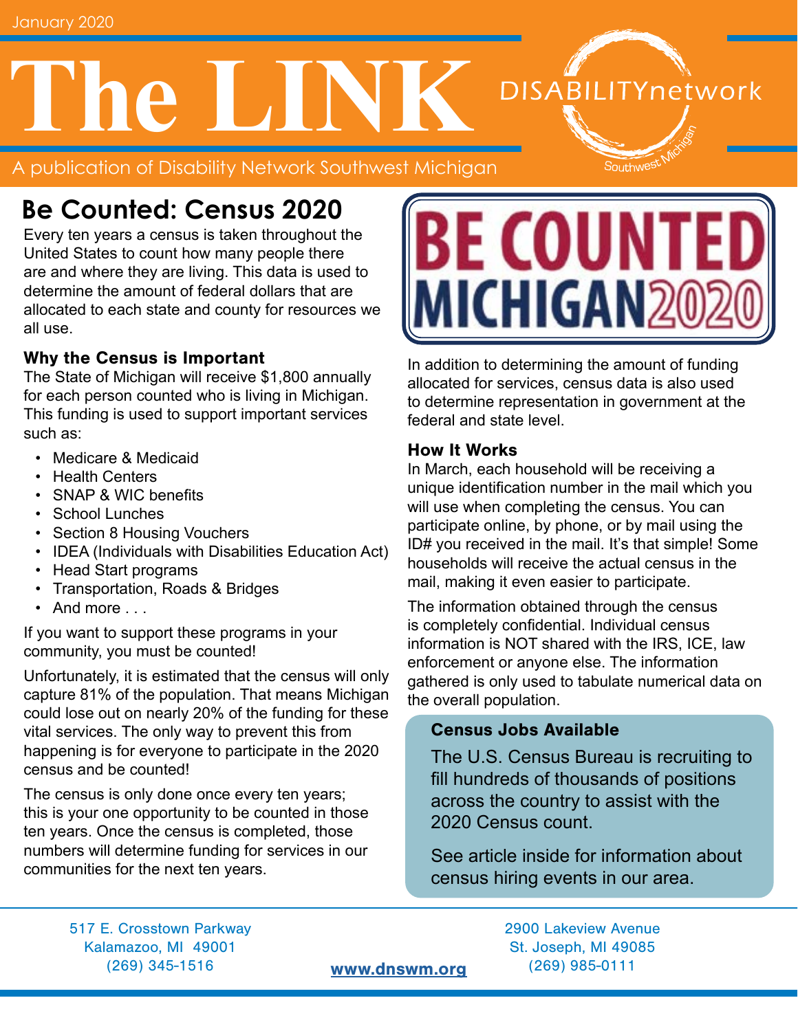January 2020

# The LINK

DISABILITYnetwork Southwest Michigan

A publication of Disability Network Southwest Michigan

## Be Counted: Census 2020

Every ten years a census is taken throughout the United States to count how many people there are and where they are living. This data is used to determine the amount of federal dollars that are allocated to each state and county for resources we all use.

### Why the Census is Important

The State of Michigan will receive $1,800 annually for each person counted who is living in Michigan. This funding is used to support important services such as:

- Medicare & Medicaid
- Health Centers
- SNAP & WIC benefits
- School Lunches
- Section 8 Housing Vouchers
- IDEA (Individuals with Disabilities Education Act)
- Head Start programs
- Transportation, Roads & Bridges
- And more . . .

If you want to support these programs in your community, you must be counted!

Unfortunately, it is estimated that the census will only capture 81% of the population. That means Michigan could lose out on nearly 20% of the funding for these vital services. The only way to prevent this from happening is for everyone to participate in the 2020 census and be counted!

The census is only done once every ten years; this is your one opportunity to be counted in those ten years. Once the census is completed, those numbers will determine funding for services in our communities for the next ten years.

BE COUNTED MICHIGAN 2020

In addition to determining the amount of funding allocated for services, census data is also used to determine representation in government at the federal and state level.

### How It Works

In March, each household will be receiving a unique identification number in the mail which you will use when completing the census. You can participate online, by phone, or by mail using the ID# you received in the mail. It's that simple! Some households will receive the actual census in the mail, making it even easier to participate.

The information obtained through the census is completely confidential. Individual census information is NOT shared with the IRS, ICE, law enforcement or anyone else. The information gathered is only used to tabulate numerical data on the overall population.

### Census Jobs Available

The U.S. Census Bureau is recruiting to fill hundreds of thousands of positions across the country to assist with the 2020 Census count.

See article inside for information about census hiring events in our area.

---

517 E. Crosstown Parkway
Kalamazoo, MI 49001
(269) 345-1516

**www.dnswm.org**

2900 Lakeview Avenue
St. Joseph, MI 49085
(269) 985-0111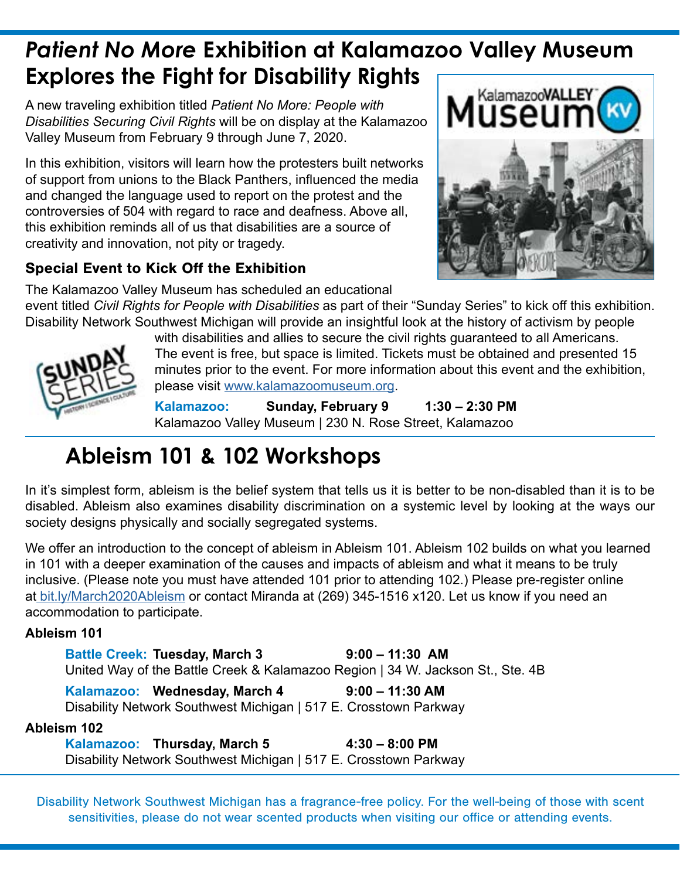# *Patient No More* Exhibition at Kalamazoo Valley Museum Explores the Fight for Disability Rights

A new traveling exhibition titled *Patient No More: People with Disabilities Securing Civil Rights* will be on display at the Kalamazoo Valley Museum from February 9 through June 7, 2020.

In this exhibition, visitors will learn how the protesters built networks of support from unions to the Black Panthers, influenced the media and changed the language used to report on the protest and the controversies of 504 with regard to race and deafness. Above all, this exhibition reminds all of us that disabilities are a source of creativity and innovation, not pity or tragedy.

### Special Event to Kick Off the Exhibition

The Kalamazoo Valley Museum has scheduled an educational event titled *Civil Rights for People with Disabilities* as part of their "Sunday Series" to kick off this exhibition. Disability Network Southwest Michigan will provide an insightful look at the history of activism by people with disabilities and allies to secure the civil rights guaranteed to all Americans. The event is free, but space is limited. Tickets must be obtained and presented 15 minutes prior to the event. For more information about this event and the exhibition, please visit www.kalamazoomuseum.org.

**Kalamazoo: Sunday, February 9 1:30 – 2:30 PM**
Kalamazoo Valley Museum | 230 N. Rose Street, Kalamazoo

## Ableism 101 & 102 Workshops

In it's simplest form, ableism is the belief system that tells us it is better to be non-disabled than it is to be disabled. Ableism also examines disability discrimination on a systemic level by looking at the ways our society designs physically and socially segregated systems.

We offer an introduction to the concept of ableism in Ableism 101. Ableism 102 builds on what you learned in 101 with a deeper examination of the causes and impacts of ableism and what it means to be truly inclusive. (Please note you must have attended 101 prior to attending 102.) Please pre-register online at bit.ly/March2020Ableism or contact Miranda at (269) 345-1516 x120. Let us know if you need an accommodation to participate.

**Ableism 101**

**Battle Creek: Tuesday, March 3 9:00 – 11:30 AM**
United Way of the Battle Creek & Kalamazoo Region | 34 W. Jackson St., Ste. 4B

**Kalamazoo: Wednesday, March 4 9:00 – 11:30 AM**
Disability Network Southwest Michigan | 517 E. Crosstown Parkway

**Ableism 102**

**Kalamazoo: Thursday, March 5 4:30 – 8:00 PM**
Disability Network Southwest Michigan | 517 E. Crosstown Parkway

Disability Network Southwest Michigan has a fragrance-free policy. For the well-being of those with scent sensitivities, please do not wear scented products when visiting our office or attending events.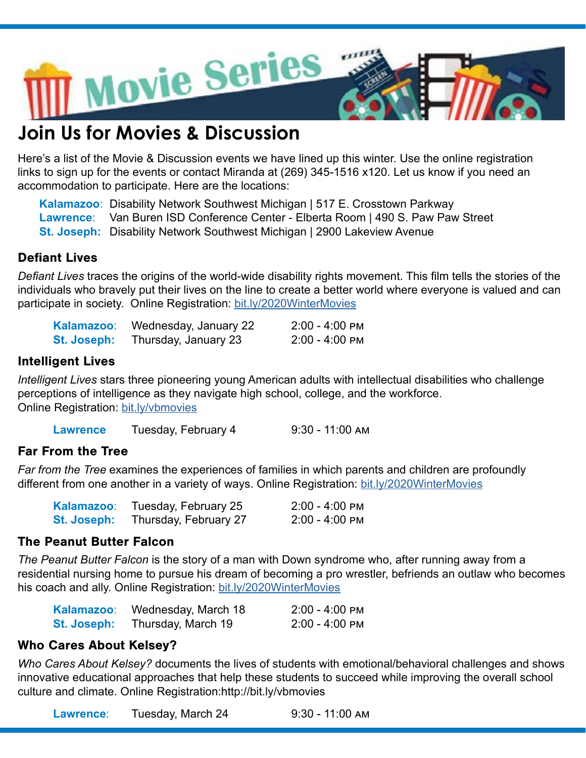# Movie Series

## Join Us for Movies & Discussion

Here's a list of the Movie & Discussion events we have lined up this winter. Use the online registration links to sign up for the events or contact Miranda at (269) 345-1516 x120. Let us know if you need an accommodation to participate. Here are the locations:

**Kalamazoo**: Disability Network Southwest Michigan | 517 E. Crosstown Parkway
**Lawrence**: Van Buren ISD Conference Center - Elberta Room | 490 S. Paw Paw Street
**St. Joseph:** Disability Network Southwest Michigan | 2900 Lakeview Avenue

### Defiant Lives

*Defiant Lives* traces the origins of the world-wide disability rights movement. This film tells the stories of the individuals who bravely put their lives on the line to create a better world where everyone is valued and can participate in society. Online Registration: bit.ly/2020WinterMovies

| | | |
|---|---|---|
| **Kalamazoo**: | Wednesday, January 22 | 2:00 - 4:00 PM |
| **St. Joseph:** | Thursday, January 23 | 2:00 - 4:00 PM |

### Intelligent Lives

*Intelligent Lives* stars three pioneering young American adults with intellectual disabilities who challenge perceptions of intelligence as they navigate high school, college, and the workforce.
Online Registration: bit.ly/vbmovies

| | | |
|---|---|---|
| **Lawrence** | Tuesday, February 4 | 9:30 - 11:00 AM |

### Far From the Tree

*Far from the Tree* examines the experiences of families in which parents and children are profoundly different from one another in a variety of ways. Online Registration: bit.ly/2020WinterMovies

| | | |
|---|---|---|
| **Kalamazoo**: | Tuesday, February 25 | 2:00 - 4:00 PM |
| **St. Joseph:** | Thursday, February 27 | 2:00 - 4:00 PM |

### The Peanut Butter Falcon

*The Peanut Butter Falcon* is the story of a man with Down syndrome who, after running away from a residential nursing home to pursue his dream of becoming a pro wrestler, befriends an outlaw who becomes his coach and ally. Online Registration: bit.ly/2020WinterMovies

| | | |
|---|---|---|
| **Kalamazoo**: | Wednesday, March 18 | 2:00 - 4:00 PM |
| **St. Joseph:** | Thursday, March 19 | 2:00 - 4:00 PM |

### Who Cares About Kelsey?

*Who Cares About Kelsey?* documents the lives of students with emotional/behavioral challenges and shows innovative educational approaches that help these students to succeed while improving the overall school culture and climate. Online Registration:http://bit.ly/vbmovies

| | | |
|---|---|---|
| **Lawrence**: | Tuesday, March 24 | 9:30 - 11:00 AM |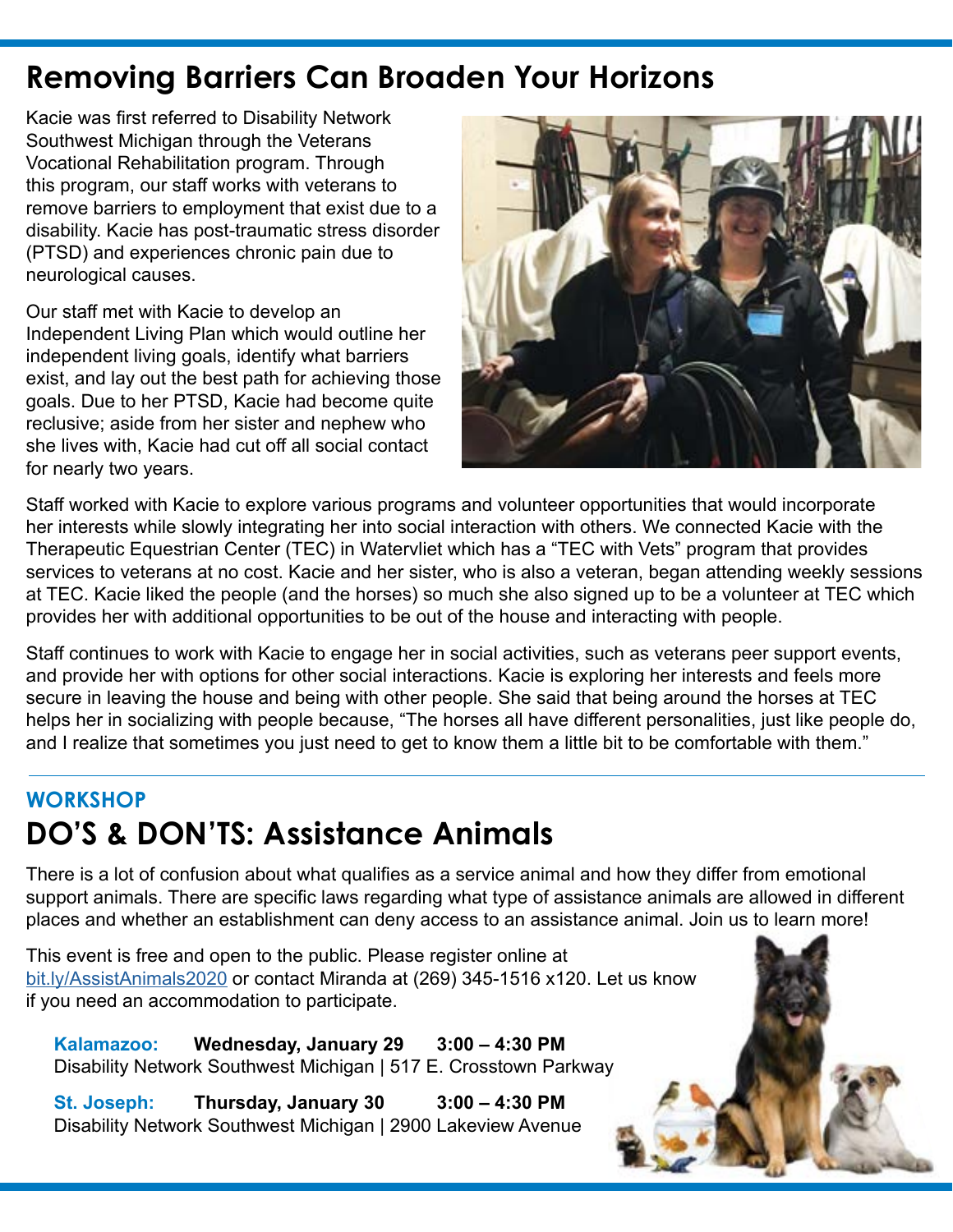## Removing Barriers Can Broaden Your Horizons

Kacie was first referred to Disability Network Southwest Michigan through the Veterans Vocational Rehabilitation program. Through this program, our staff works with veterans to remove barriers to employment that exist due to a disability. Kacie has post-traumatic stress disorder (PTSD) and experiences chronic pain due to neurological causes.

Our staff met with Kacie to develop an Independent Living Plan which would outline her independent living goals, identify what barriers exist, and lay out the best path for achieving those goals. Due to her PTSD, Kacie had become quite reclusive; aside from her sister and nephew who she lives with, Kacie had cut off all social contact for nearly two years.

Staff worked with Kacie to explore various programs and volunteer opportunities that would incorporate her interests while slowly integrating her into social interaction with others. We connected Kacie with the Therapeutic Equestrian Center (TEC) in Watervliet which has a "TEC with Vets" program that provides services to veterans at no cost. Kacie and her sister, who is also a veteran, began attending weekly sessions at TEC. Kacie liked the people (and the horses) so much she also signed up to be a volunteer at TEC which provides her with additional opportunities to be out of the house and interacting with people.

Staff continues to work with Kacie to engage her in social activities, such as veterans peer support events, and provide her with options for other social interactions. Kacie is exploring her interests and feels more secure in leaving the house and being with other people. She said that being around the horses at TEC helps her in socializing with people because, "The horses all have different personalities, just like people do, and I realize that sometimes you just need to get to know them a little bit to be comfortable with them."

---

**WORKSHOP**

## DO'S & DON'TS: Assistance Animals

There is a lot of confusion about what qualifies as a service animal and how they differ from emotional support animals. There are specific laws regarding what type of assistance animals are allowed in different places and whether an establishment can deny access to an assistance animal. Join us to learn more!

This event is free and open to the public. Please register online at bit.ly/AssistAnimals2020 or contact Miranda at (269) 345-1516 x120. Let us know if you need an accommodation to participate.

**Kalamazoo:** **Wednesday, January 29** **3:00 – 4:30 PM**
Disability Network Southwest Michigan | 517 E. Crosstown Parkway

**St. Joseph:** **Thursday, January 30** **3:00 – 4:30 PM**
Disability Network Southwest Michigan | 2900 Lakeview Avenue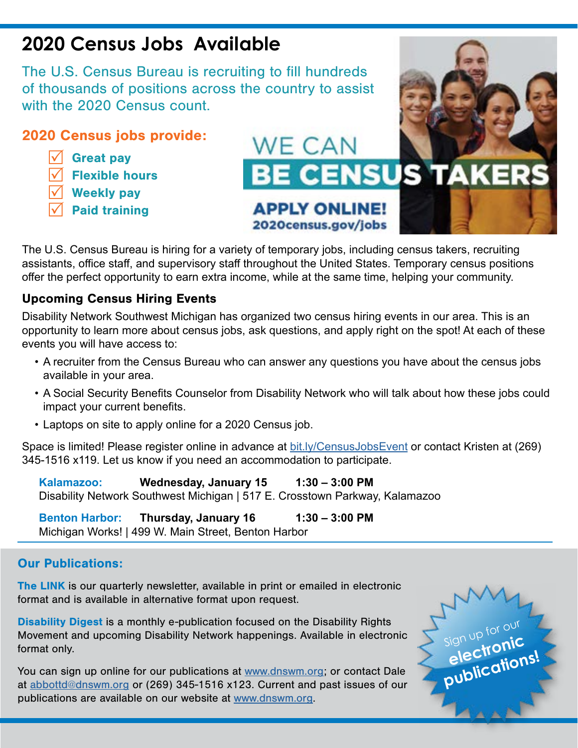# 2020 Census Jobs Available

The U.S. Census Bureau is recruiting to fill hundreds of thousands of positions across the country to assist with the 2020 Census count.

## 2020 Census jobs provide:

- ☑ **Great pay**
- ☑ **Flexible hours**
- ☑ **Weekly pay**
- ☑ **Paid training**

WE CAN **BE CENSUS TAKERS**

**APPLY ONLINE!**
**2020census.gov/jobs**

The U.S. Census Bureau is hiring for a variety of temporary jobs, including census takers, recruiting assistants, office staff, and supervisory staff throughout the United States. Temporary census positions offer the perfect opportunity to earn extra income, while at the same time, helping your community.

### Upcoming Census Hiring Events

Disability Network Southwest Michigan has organized two census hiring events in our area. This is an opportunity to learn more about census jobs, ask questions, and apply right on the spot! At each of these events you will have access to:

- A recruiter from the Census Bureau who can answer any questions you have about the census jobs available in your area.
- A Social Security Benefits Counselor from Disability Network who will talk about how these jobs could impact your current benefits.
- Laptops on site to apply online for a 2020 Census job.

Space is limited! Please register online in advance at bit.ly/CensusJobsEvent or contact Kristen at (269) 345-1516 x119. Let us know if you need an accommodation to participate.

**Kalamazoo:** **Wednesday, January 15** **1:30 – 3:00 PM**
Disability Network Southwest Michigan | 517 E. Crosstown Parkway, Kalamazoo

**Benton Harbor:** **Thursday, January 16** **1:30 – 3:00 PM**
Michigan Works! | 499 W. Main Street, Benton Harbor

## Our Publications:

**The LINK** is our quarterly newsletter, available in print or emailed in electronic format and is available in alternative format upon request.

**Disability Digest** is a monthly e-publication focused on the Disability Rights Movement and upcoming Disability Network happenings. Available in electronic format only.

You can sign up online for our publications at www.dnswm.org; or contact Dale at abbottd@dnswm.org or (269) 345-1516 x123. Current and past issues of our publications are available on our website at www.dnswm.org.

Sign up for our **electronic publications!**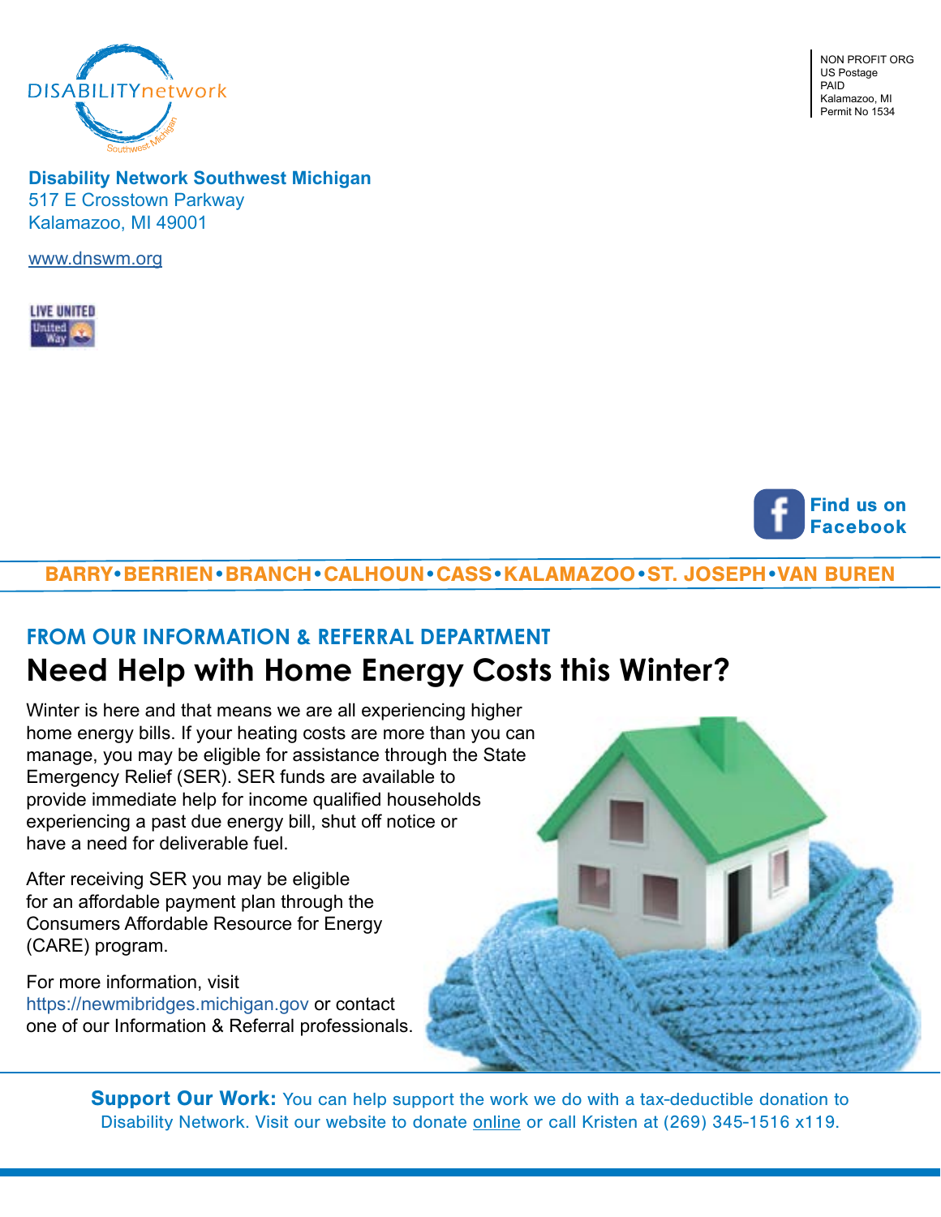DISABILITYnetwork
Southwest Michigan

**Disability Network Southwest Michigan**
517 E Crosstown Parkway
Kalamazoo, MI 49001

www.dnswm.org

LIVE UNITED
United Way

NON PROFIT ORG
US Postage
PAID
Kalamazoo, MI
Permit No 1534

Find us on Facebook

**BARRY • BERRIEN • BRANCH • CALHOUN • CASS • KALAMAZOO • ST. JOSEPH • VAN BUREN**

### FROM OUR INFORMATION & REFERRAL DEPARTMENT

## Need Help with Home Energy Costs this Winter?

Winter is here and that means we are all experiencing higher home energy bills. If your heating costs are more than you can manage, you may be eligible for assistance through the State Emergency Relief (SER). SER funds are available to provide immediate help for income qualified households experiencing a past due energy bill, shut off notice or have a need for deliverable fuel.

After receiving SER you may be eligible for an affordable payment plan through the Consumers Affordable Resource for Energy (CARE) program.

For more information, visit https://newmibridges.michigan.gov or contact one of our Information & Referral professionals.

**Support Our Work:** You can help support the work we do with a tax-deductible donation to Disability Network. Visit our website to donate online or call Kristen at (269) 345-1516 x119.